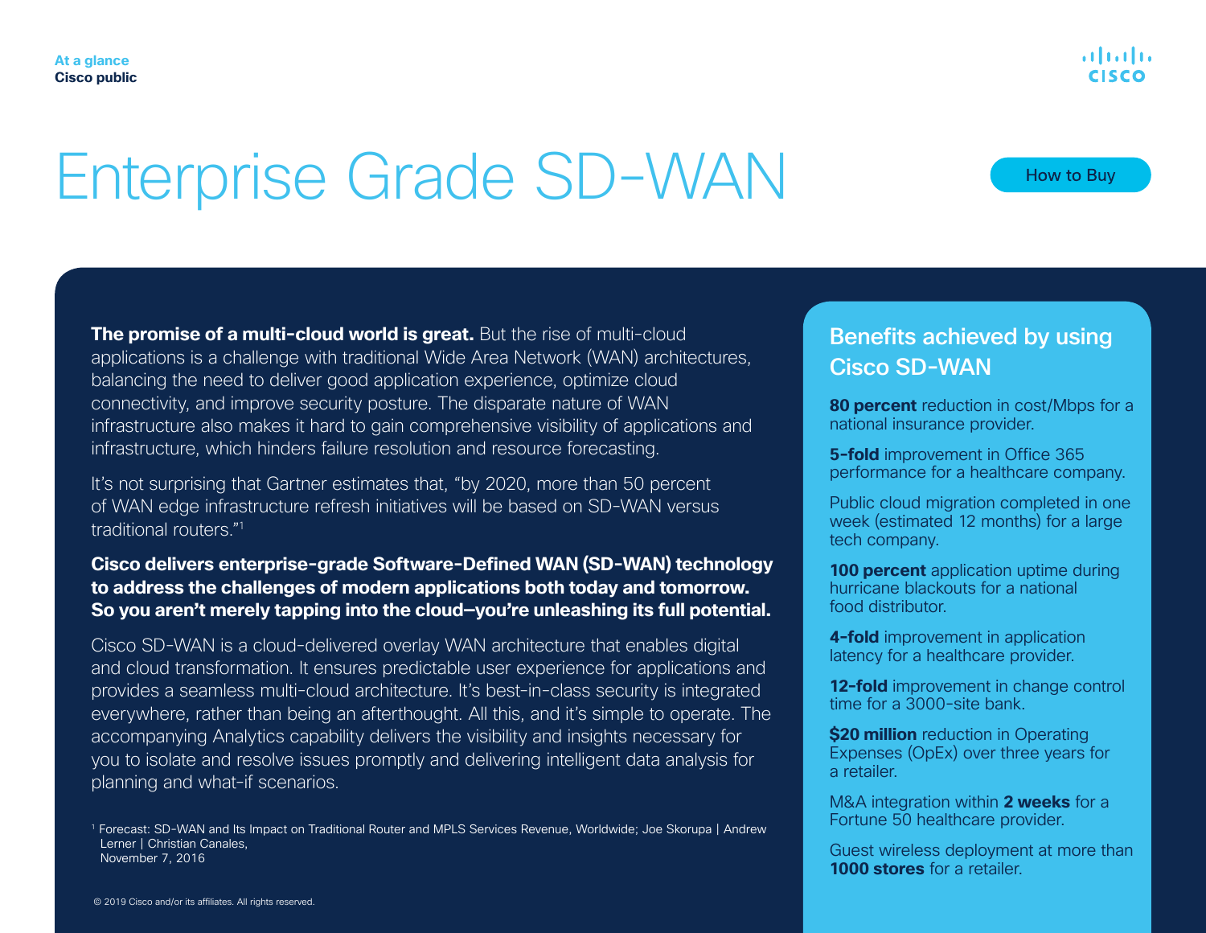At a glance
Cisco public

# Enterprise Grade SD-WAN

How to Buy

**The promise of a multi-cloud world is great.** But the rise of multi-cloud applications is a challenge with traditional Wide Area Network (WAN) architectures, balancing the need to deliver good application experience, optimize cloud connectivity, and improve security posture. The disparate nature of WAN infrastructure also makes it hard to gain comprehensive visibility of applications and infrastructure, which hinders failure resolution and resource forecasting.

It's not surprising that Gartner estimates that, "by 2020, more than 50 percent of WAN edge infrastructure refresh initiatives will be based on SD-WAN versus traditional routers."[1]

**Cisco delivers enterprise-grade Software-Defined WAN (SD-WAN) technology to address the challenges of modern applications both today and tomorrow. So you aren't merely tapping into the cloud–you're unleashing its full potential.**

Cisco SD-WAN is a cloud-delivered overlay WAN architecture that enables digital and cloud transformation. It ensures predictable user experience for applications and provides a seamless multi-cloud architecture. It's best-in-class security is integrated everywhere, rather than being an afterthought. All this, and it's simple to operate. The accompanying Analytics capability delivers the visibility and insights necessary for you to isolate and resolve issues promptly and delivering intelligent data analysis for planning and what-if scenarios.

[1] Forecast: SD-WAN and Its Impact on Traditional Router and MPLS Services Revenue, Worldwide; Joe Skorupa | Andrew Lerner | Christian Canales, November 7, 2016

© 2019 Cisco and/or its affiliates. All rights reserved.

## Benefits achieved by using Cisco SD-WAN

**80 percent** reduction in cost/Mbps for a national insurance provider.

**5-fold** improvement in Office 365 performance for a healthcare company.

Public cloud migration completed in one week (estimated 12 months) for a large tech company.

**100 percent** application uptime during hurricane blackouts for a national food distributor.

**4-fold** improvement in application latency for a healthcare provider.

**12-fold** improvement in change control time for a 3000-site bank.

**$20 million** reduction in Operating Expenses (OpEx) over three years for a retailer.

M&A integration within **2 weeks** for a Fortune 50 healthcare provider.

Guest wireless deployment at more than **1000 stores** for a retailer.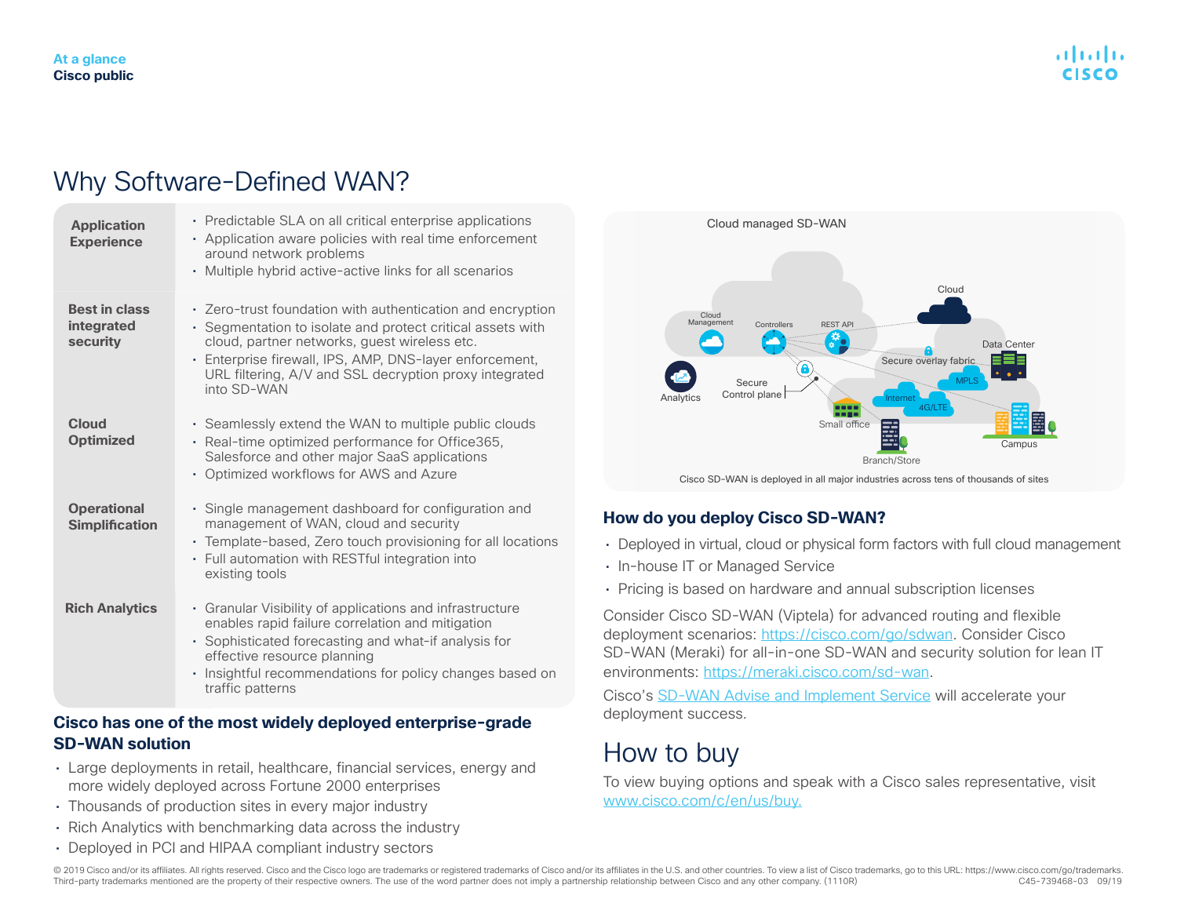# Why Software-Defined WAN?

| | |
|---|---|
| **Application Experience** | • Predictable SLA on all critical enterprise applications<br>• Application aware policies with real time enforcement around network problems<br>• Multiple hybrid active-active links for all scenarios |
| **Best in class integrated security** | • Zero-trust foundation with authentication and encryption<br>• Segmentation to isolate and protect critical assets with cloud, partner networks, guest wireless etc.<br>• Enterprise firewall, IPS, AMP, DNS-layer enforcement, URL filtering, A/V and SSL decryption proxy integrated into SD-WAN |
| **Cloud Optimized** | • Seamlessly extend the WAN to multiple public clouds<br>• Real-time optimized performance for Office365, Salesforce and other major SaaS applications<br>• Optimized workflows for AWS and Azure |
| **Operational Simplification** | • Single management dashboard for configuration and management of WAN, cloud and security<br>• Template-based, Zero touch provisioning for all locations<br>• Full automation with RESTful integration into existing tools |
| **Rich Analytics** | • Granular Visibility of applications and infrastructure enables rapid failure correlation and mitigation<br>• Sophisticated forecasting and what-if analysis for effective resource planning<br>• Insightful recommendations for policy changes based on traffic patterns |

### Cisco has one of the most widely deployed enterprise-grade SD-WAN solution

- Large deployments in retail, healthcare, financial services, energy and more widely deployed across Fortune 2000 enterprises
- Thousands of production sites in every major industry
- Rich Analytics with benchmarking data across the industry
- Deployed in PCI and HIPAA compliant industry sectors

Cloud managed SD-WAN

Cloud Management
Controllers
REST API
Cloud
Analytics
Secure Control plane
Secure overlay fabric
Data Center
MPLS
Internet
4G/LTE
Small office
Branch/Store
Campus

Cisco SD-WAN is deployed in all major industries across tens of thousands of sites

### How do you deploy Cisco SD-WAN?

- Deployed in virtual, cloud or physical form factors with full cloud management
- In-house IT or Managed Service
- Pricing is based on hardware and annual subscription licenses

Consider Cisco SD-WAN (Viptela) for advanced routing and flexible deployment scenarios: https://cisco.com/go/sdwan. Consider Cisco SD-WAN (Meraki) for all-in-one SD-WAN and security solution for lean IT environments: https://meraki.cisco.com/sd-wan.

Cisco's SD-WAN Advise and Implement Service will accelerate your deployment success.

## How to buy

To view buying options and speak with a Cisco sales representative, visit www.cisco.com/c/en/us/buy.

© 2019 Cisco and/or its affiliates. All rights reserved. Cisco and the Cisco logo are trademarks or registered trademarks of Cisco and/or its affiliates in the U.S. and other countries. To view a list of Cisco trademarks, go to this URL: https://www.cisco.com/go/trademarks. Third-party trademarks mentioned are the property of their respective owners. The use of the word partner does not imply a partnership relationship between Cisco and any other company. (1110R) C45-739468-03 09/19